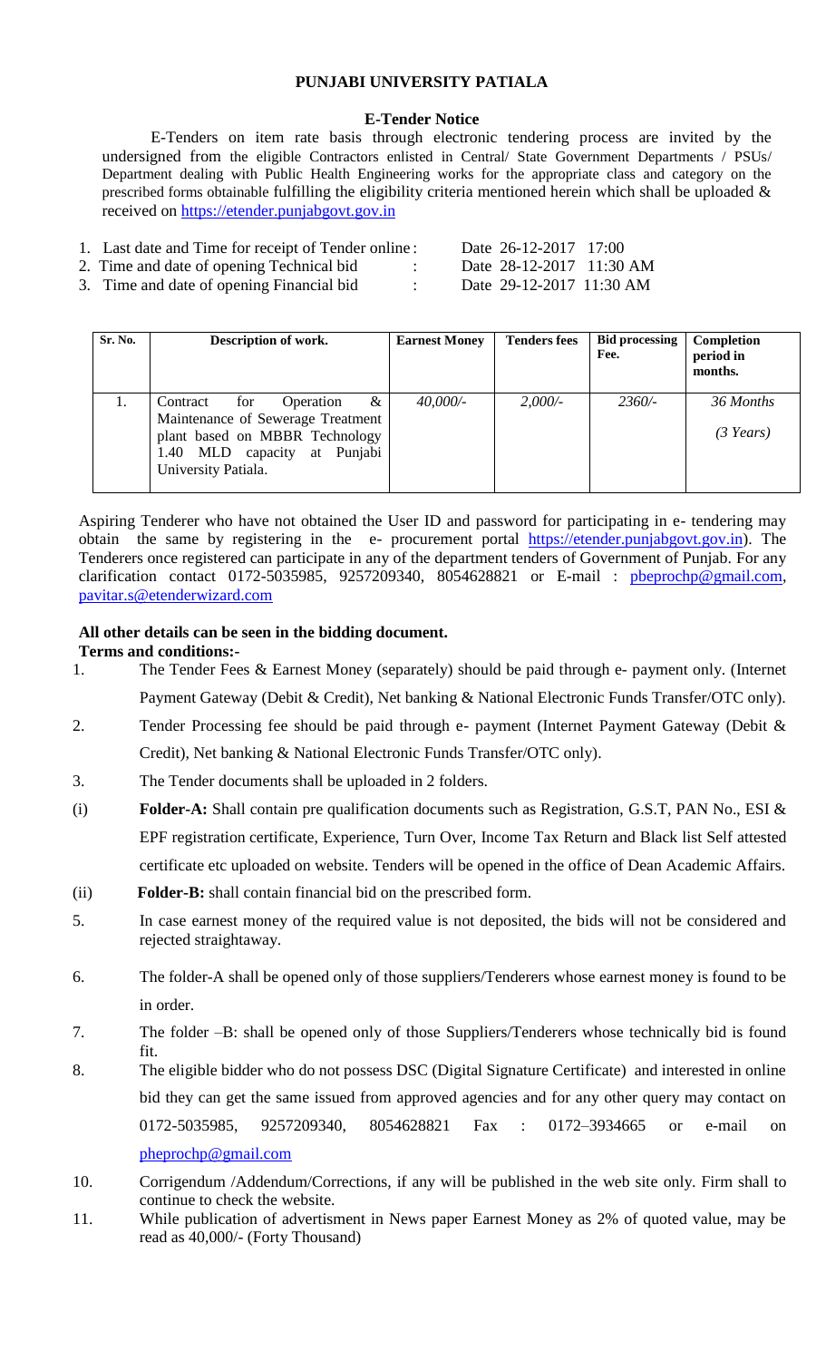# PUNJABI UNIVERSITY PATIALA

## E-Tender Notice

E-Tenders on item rate basis through electronic tendering process are invited by the undersigned from the eligible Contractors enlisted in Central/ State Government Departments / PSUs/ Department dealing with Public Health Engineering works for the appropriate class and category on the prescribed forms obtainable fulfilling the eligibility criteria mentioned herein which shall be uploaded & received on https://etender.punjabgovt.gov.in

1. Last date and Time for receipt of Tender online : Date 26-12-2017 17:00
2. Time and date of opening Technical bid : Date 28-12-2017 11:30 AM
3. Time and date of opening Financial bid : Date 29-12-2017 11:30 AM

| Sr. No. | Description of work. | Earnest Money | Tenders fees | Bid processing Fee. | Completion period in months. |
|---|---|---|---|---|---|
| 1. | Contract for Operation & Maintenance of Sewerage Treatment plant based on MBBR Technology 1.40 MLD capacity at Punjabi University Patiala. | *40,000/-* | *2,000/-* | *2360/-* | *36 Months* *(3 Years)* |

Aspiring Tenderer who have not obtained the User ID and password for participating in e- tendering may obtain the same by registering in the e- procurement portal https://etender.punjabgovt.gov.in). The Tenderers once registered can participate in any of the department tenders of Government of Punjab. For any clarification contact 0172-5035985, 9257209340, 8054628821 or E-mail : pbeprochp@gmail.com, pavitar.s@etenderwizard.com

**All other details can be seen in the bidding document.**

**Terms and conditions:-**

1. The Tender Fees & Earnest Money (separately) should be paid through e- payment only. (Internet Payment Gateway (Debit & Credit), Net banking & National Electronic Funds Transfer/OTC only).
2. Tender Processing fee should be paid through e- payment (Internet Payment Gateway (Debit & Credit), Net banking & National Electronic Funds Transfer/OTC only).
3. The Tender documents shall be uploaded in 2 folders.

(i) **Folder-A:** Shall contain pre qualification documents such as Registration, G.S.T, PAN No., ESI & EPF registration certificate, Experience, Turn Over, Income Tax Return and Black list Self attested certificate etc uploaded on website. Tenders will be opened in the office of Dean Academic Affairs.

(ii) **Folder-B:** shall contain financial bid on the prescribed form.

5. In case earnest money of the required value is not deposited, the bids will not be considered and rejected straightaway.
6. The folder-A shall be opened only of those suppliers/Tenderers whose earnest money is found to be in order.
7. The folder –B: shall be opened only of those Suppliers/Tenderers whose technically bid is found fit.
8. The eligible bidder who do not possess DSC (Digital Signature Certificate) and interested in online bid they can get the same issued from approved agencies and for any other query may contact on 0172-5035985, 9257209340, 8054628821 Fax : 0172–3934665 or e-mail on pheprochp@gmail.com
10. Corrigendum /Addendum/Corrections, if any will be published in the web site only. Firm shall to continue to check the website.
11. While publication of advertisment in News paper Earnest Money as 2% of quoted value, may be read as 40,000/- (Forty Thousand)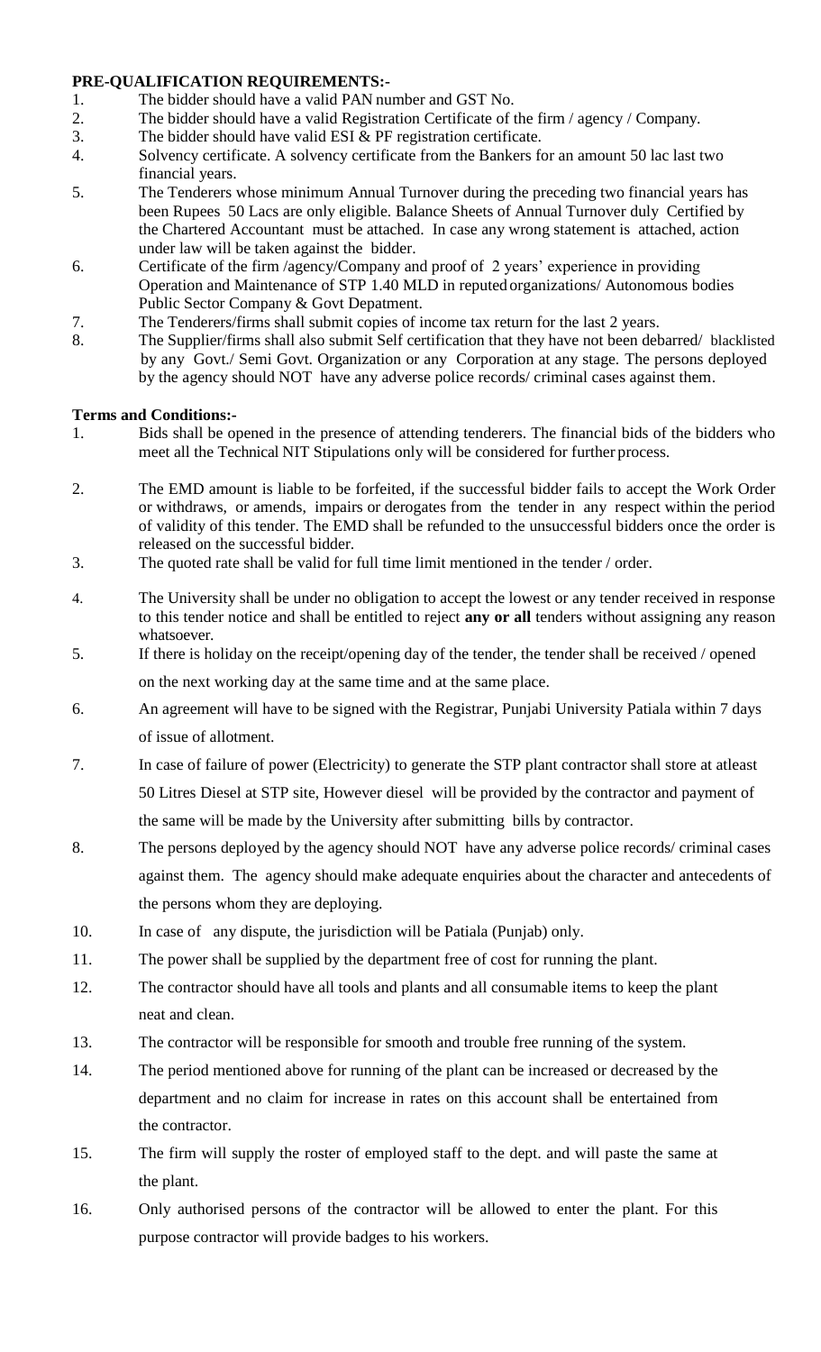**PRE-QUALIFICATION REQUIREMENTS:-**

1. The bidder should have a valid PAN number and GST No.
2. The bidder should have a valid Registration Certificate of the firm / agency / Company.
3. The bidder should have valid ESI & PF registration certificate.
4. Solvency certificate. A solvency certificate from the Bankers for an amount 50 lac last two financial years.
5. The Tenderers whose minimum Annual Turnover during the preceding two financial years has been Rupees 50 Lacs are only eligible. Balance Sheets of Annual Turnover duly Certified by the Chartered Accountant must be attached. In case any wrong statement is attached, action under law will be taken against the bidder.
6. Certificate of the firm /agency/Company and proof of 2 years' experience in providing Operation and Maintenance of STP 1.40 MLD in reputed organizations/ Autonomous bodies Public Sector Company & Govt Depatment.
7. The Tenderers/firms shall submit copies of income tax return for the last 2 years.
8. The Supplier/firms shall also submit Self certification that they have not been debarred/ blacklisted by any Govt./ Semi Govt. Organization or any Corporation at any stage. The persons deployed by the agency should NOT have any adverse police records/ criminal cases against them.

**Terms and Conditions:-**

1. Bids shall be opened in the presence of attending tenderers. The financial bids of the bidders who meet all the Technical NIT Stipulations only will be considered for further process.
2. The EMD amount is liable to be forfeited, if the successful bidder fails to accept the Work Order or withdraws, or amends, impairs or derogates from the tender in any respect within the period of validity of this tender. The EMD shall be refunded to the unsuccessful bidders once the order is released on the successful bidder.
3. The quoted rate shall be valid for full time limit mentioned in the tender / order.
4. The University shall be under no obligation to accept the lowest or any tender received in response to this tender notice and shall be entitled to reject **any or all** tenders without assigning any reason whatsoever.
5. If there is holiday on the receipt/opening day of the tender, the tender shall be received / opened on the next working day at the same time and at the same place.
6. An agreement will have to be signed with the Registrar, Punjabi University Patiala within 7 days of issue of allotment.
7. In case of failure of power (Electricity) to generate the STP plant contractor shall store at atleast 50 Litres Diesel at STP site, However diesel will be provided by the contractor and payment of the same will be made by the University after submitting bills by contractor.
8. The persons deployed by the agency should NOT have any adverse police records/ criminal cases against them. The agency should make adequate enquiries about the character and antecedents of the persons whom they are deploying.

10. In case of any dispute, the jurisdiction will be Patiala (Punjab) only.
11. The power shall be supplied by the department free of cost for running the plant.
12. The contractor should have all tools and plants and all consumable items to keep the plant neat and clean.
13. The contractor will be responsible for smooth and trouble free running of the system.
14. The period mentioned above for running of the plant can be increased or decreased by the department and no claim for increase in rates on this account shall be entertained from the contractor.
15. The firm will supply the roster of employed staff to the dept. and will paste the same at the plant.
16. Only authorised persons of the contractor will be allowed to enter the plant. For this purpose contractor will provide badges to his workers.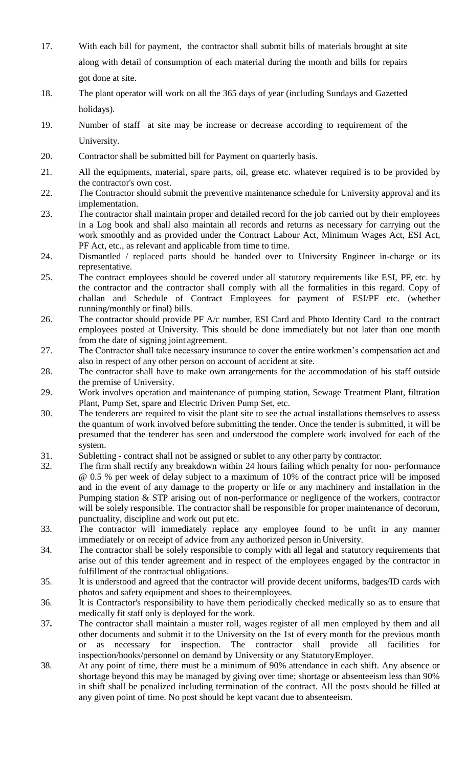17. With each bill for payment, the contractor shall submit bills of materials brought at site along with detail of consumption of each material during the month and bills for repairs got done at site.

18. The plant operator will work on all the 365 days of year (including Sundays and Gazetted holidays).

19. Number of staff at site may be increase or decrease according to requirement of the University.

20. Contractor shall be submitted bill for Payment on quarterly basis.

21. All the equipments, material, spare parts, oil, grease etc. whatever required is to be provided by the contractor's own cost.

22. The Contractor should submit the preventive maintenance schedule for University approval and its implementation.

23. The contractor shall maintain proper and detailed record for the job carried out by their employees in a Log book and shall also maintain all records and returns as necessary for carrying out the work smoothly and as provided under the Contract Labour Act, Minimum Wages Act, ESI Act, PF Act, etc., as relevant and applicable from time to time.

24. Dismantled / replaced parts should be handed over to University Engineer in-charge or its representative.

25. The contract employees should be covered under all statutory requirements like ESI, PF, etc. by the contractor and the contractor shall comply with all the formalities in this regard. Copy of challan and Schedule of Contract Employees for payment of ESI/PF etc. (whether running/monthly or final) bills.

26. The contractor should provide PF A/c number, ESI Card and Photo Identity Card to the contract employees posted at University. This should be done immediately but not later than one month from the date of signing joint agreement.

27. The Contractor shall take necessary insurance to cover the entire workmen's compensation act and also in respect of any other person on account of accident at site.

28. The contractor shall have to make own arrangements for the accommodation of his staff outside the premise of University.

29. Work involves operation and maintenance of pumping station, Sewage Treatment Plant, filtration Plant, Pump Set, spare and Electric Driven Pump Set, etc.

30. The tenderers are required to visit the plant site to see the actual installations themselves to assess the quantum of work involved before submitting the tender. Once the tender is submitted, it will be presumed that the tenderer has seen and understood the complete work involved for each of the system.

31. Subletting - contract shall not be assigned or sublet to any other party by contractor.

32. The firm shall rectify any breakdown within 24 hours failing which penalty for non- performance @ 0.5 % per week of delay subject to a maximum of 10% of the contract price will be imposed and in the event of any damage to the property or life or any machinery and installation in the Pumping station & STP arising out of non-performance or negligence of the workers, contractor will be solely responsible. The contractor shall be responsible for proper maintenance of decorum, punctuality, discipline and work out put etc.

33. The contractor will immediately replace any employee found to be unfit in any manner immediately or on receipt of advice from any authorized person in University.

34. The contractor shall be solely responsible to comply with all legal and statutory requirements that arise out of this tender agreement and in respect of the employees engaged by the contractor in fulfillment of the contractual obligations.

35. It is understood and agreed that the contractor will provide decent uniforms, badges/ID cards with photos and safety equipment and shoes to their employees.

36. It is Contractor's responsibility to have them periodically checked medically so as to ensure that medically fit staff only is deployed for the work.

37. The contractor shall maintain a muster roll, wages register of all men employed by them and all other documents and submit it to the University on the 1st of every month for the previous month or as necessary for inspection. The contractor shall provide all facilities for inspection/books/personnel on demand by University or any Statutory Employer.

38. At any point of time, there must be a minimum of 90% attendance in each shift. Any absence or shortage beyond this may be managed by giving over time; shortage or absenteeism less than 90% in shift shall be penalized including termination of the contract. All the posts should be filled at any given point of time. No post should be kept vacant due to absenteeism.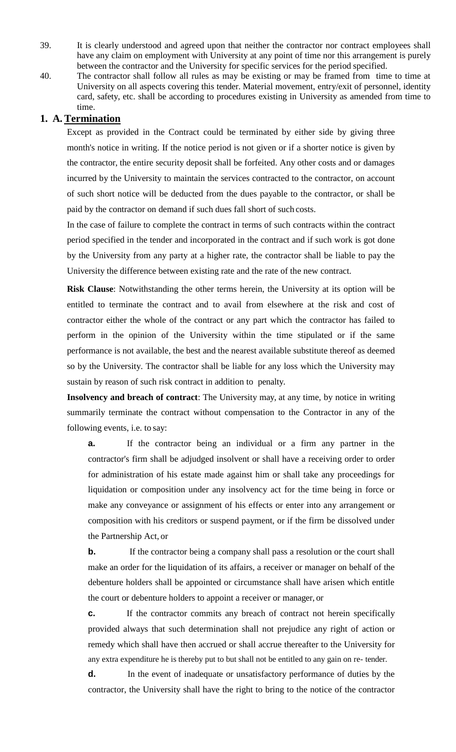39. It is clearly understood and agreed upon that neither the contractor nor contract employees shall have any claim on employment with University at any point of time nor this arrangement is purely between the contractor and the University for specific services for the period specified.

40. The contractor shall follow all rules as may be existing or may be framed from time to time at University on all aspects covering this tender. Material movement, entry/exit of personnel, identity card, safety, etc. shall be according to procedures existing in University as amended from time to time.

## 1. A. Termination

Except as provided in the Contract could be terminated by either side by giving three month's notice in writing. If the notice period is not given or if a shorter notice is given by the contractor, the entire security deposit shall be forfeited. Any other costs and or damages incurred by the University to maintain the services contracted to the contractor, on account of such short notice will be deducted from the dues payable to the contractor, or shall be paid by the contractor on demand if such dues fall short of such costs.

In the case of failure to complete the contract in terms of such contracts within the contract period specified in the tender and incorporated in the contract and if such work is got done by the University from any party at a higher rate, the contractor shall be liable to pay the University the difference between existing rate and the rate of the new contract.

**Risk Clause**: Notwithstanding the other terms herein, the University at its option will be entitled to terminate the contract and to avail from elsewhere at the risk and cost of contractor either the whole of the contract or any part which the contractor has failed to perform in the opinion of the University within the time stipulated or if the same performance is not available, the best and the nearest available substitute thereof as deemed so by the University. The contractor shall be liable for any loss which the University may sustain by reason of such risk contract in addition to penalty.

**Insolvency and breach of contract**: The University may, at any time, by notice in writing summarily terminate the contract without compensation to the Contractor in any of the following events, i.e. to say:

**a.** If the contractor being an individual or a firm any partner in the contractor's firm shall be adjudged insolvent or shall have a receiving order to order for administration of his estate made against him or shall take any proceedings for liquidation or composition under any insolvency act for the time being in force or make any conveyance or assignment of his effects or enter into any arrangement or composition with his creditors or suspend payment, or if the firm be dissolved under the Partnership Act, or

**b.** If the contractor being a company shall pass a resolution or the court shall make an order for the liquidation of its affairs, a receiver or manager on behalf of the debenture holders shall be appointed or circumstance shall have arisen which entitle the court or debenture holders to appoint a receiver or manager, or

**c.** If the contractor commits any breach of contract not herein specifically provided always that such determination shall not prejudice any right of action or remedy which shall have then accrued or shall accrue thereafter to the University for any extra expenditure he is thereby put to but shall not be entitled to any gain on re- tender.

**d.** In the event of inadequate or unsatisfactory performance of duties by the contractor, the University shall have the right to bring to the notice of the contractor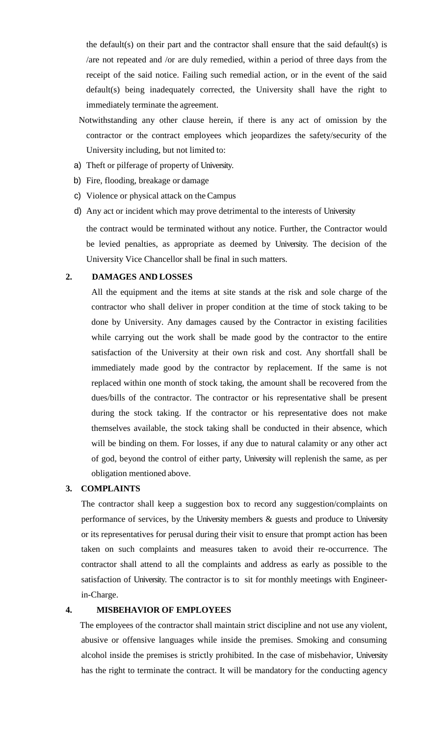the default(s) on their part and the contractor shall ensure that the said default(s) is /are not repeated and /or are duly remedied, within a period of three days from the receipt of the said notice. Failing such remedial action, or in the event of the said default(s) being inadequately corrected, the University shall have the right to immediately terminate the agreement.

Notwithstanding any other clause herein, if there is any act of omission by the contractor or the contract employees which jeopardizes the safety/security of the University including, but not limited to:

a) Theft or pilferage of property of University.
b) Fire, flooding, breakage or damage
c) Violence or physical attack on the Campus
d) Any act or incident which may prove detrimental to the interests of University

the contract would be terminated without any notice. Further, the Contractor would be levied penalties, as appropriate as deemed by University. The decision of the University Vice Chancellor shall be final in such matters.

**2. DAMAGES AND LOSSES**

All the equipment and the items at site stands at the risk and sole charge of the contractor who shall deliver in proper condition at the time of stock taking to be done by University. Any damages caused by the Contractor in existing facilities while carrying out the work shall be made good by the contractor to the entire satisfaction of the University at their own risk and cost. Any shortfall shall be immediately made good by the contractor by replacement. If the same is not replaced within one month of stock taking, the amount shall be recovered from the dues/bills of the contractor. The contractor or his representative shall be present during the stock taking. If the contractor or his representative does not make themselves available, the stock taking shall be conducted in their absence, which will be binding on them. For losses, if any due to natural calamity or any other act of god, beyond the control of either party, University will replenish the same, as per obligation mentioned above.

**3. COMPLAINTS**

The contractor shall keep a suggestion box to record any suggestion/complaints on performance of services, by the University members & guests and produce to University or its representatives for perusal during their visit to ensure that prompt action has been taken on such complaints and measures taken to avoid their re-occurrence. The contractor shall attend to all the complaints and address as early as possible to the satisfaction of University. The contractor is to sit for monthly meetings with Engineer-in-Charge.

**4. MISBEHAVIOR OF EMPLOYEES**

The employees of the contractor shall maintain strict discipline and not use any violent, abusive or offensive languages while inside the premises. Smoking and consuming alcohol inside the premises is strictly prohibited. In the case of misbehavior, University has the right to terminate the contract. It will be mandatory for the conducting agency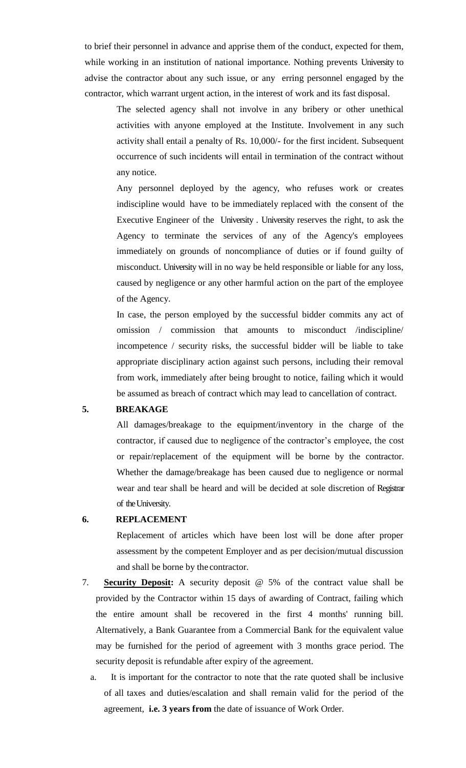to brief their personnel in advance and apprise them of the conduct, expected for them, while working in an institution of national importance. Nothing prevents University to advise the contractor about any such issue, or any erring personnel engaged by the contractor, which warrant urgent action, in the interest of work and its fast disposal.

The selected agency shall not involve in any bribery or other unethical activities with anyone employed at the Institute. Involvement in any such activity shall entail a penalty of Rs. 10,000/- for the first incident. Subsequent occurrence of such incidents will entail in termination of the contract without any notice.

Any personnel deployed by the agency, who refuses work or creates indiscipline would have to be immediately replaced with the consent of the Executive Engineer of the University . University reserves the right, to ask the Agency to terminate the services of any of the Agency's employees immediately on grounds of noncompliance of duties or if found guilty of misconduct. University will in no way be held responsible or liable for any loss, caused by negligence or any other harmful action on the part of the employee of the Agency.

In case, the person employed by the successful bidder commits any act of omission / commission that amounts to misconduct /indiscipline/ incompetence / security risks, the successful bidder will be liable to take appropriate disciplinary action against such persons, including their removal from work, immediately after being brought to notice, failing which it would be assumed as breach of contract which may lead to cancellation of contract.

**5. BREAKAGE**

All damages/breakage to the equipment/inventory in the charge of the contractor, if caused due to negligence of the contractor's employee, the cost or repair/replacement of the equipment will be borne by the contractor. Whether the damage/breakage has been caused due to negligence or normal wear and tear shall be heard and will be decided at sole discretion of Registrar of the University.

**6. REPLACEMENT**

Replacement of articles which have been lost will be done after proper assessment by the competent Employer and as per decision/mutual discussion and shall be borne by the contractor.

7. **Security Deposit:** A security deposit @ 5% of the contract value shall be provided by the Contractor within 15 days of awarding of Contract, failing which the entire amount shall be recovered in the first 4 months' running bill. Alternatively, a Bank Guarantee from a Commercial Bank for the equivalent value may be furnished for the period of agreement with 3 months grace period. The security deposit is refundable after expiry of the agreement.

   a. It is important for the contractor to note that the rate quoted shall be inclusive of all taxes and duties/escalation and shall remain valid for the period of the agreement, **i.e. 3 years from** the date of issuance of Work Order.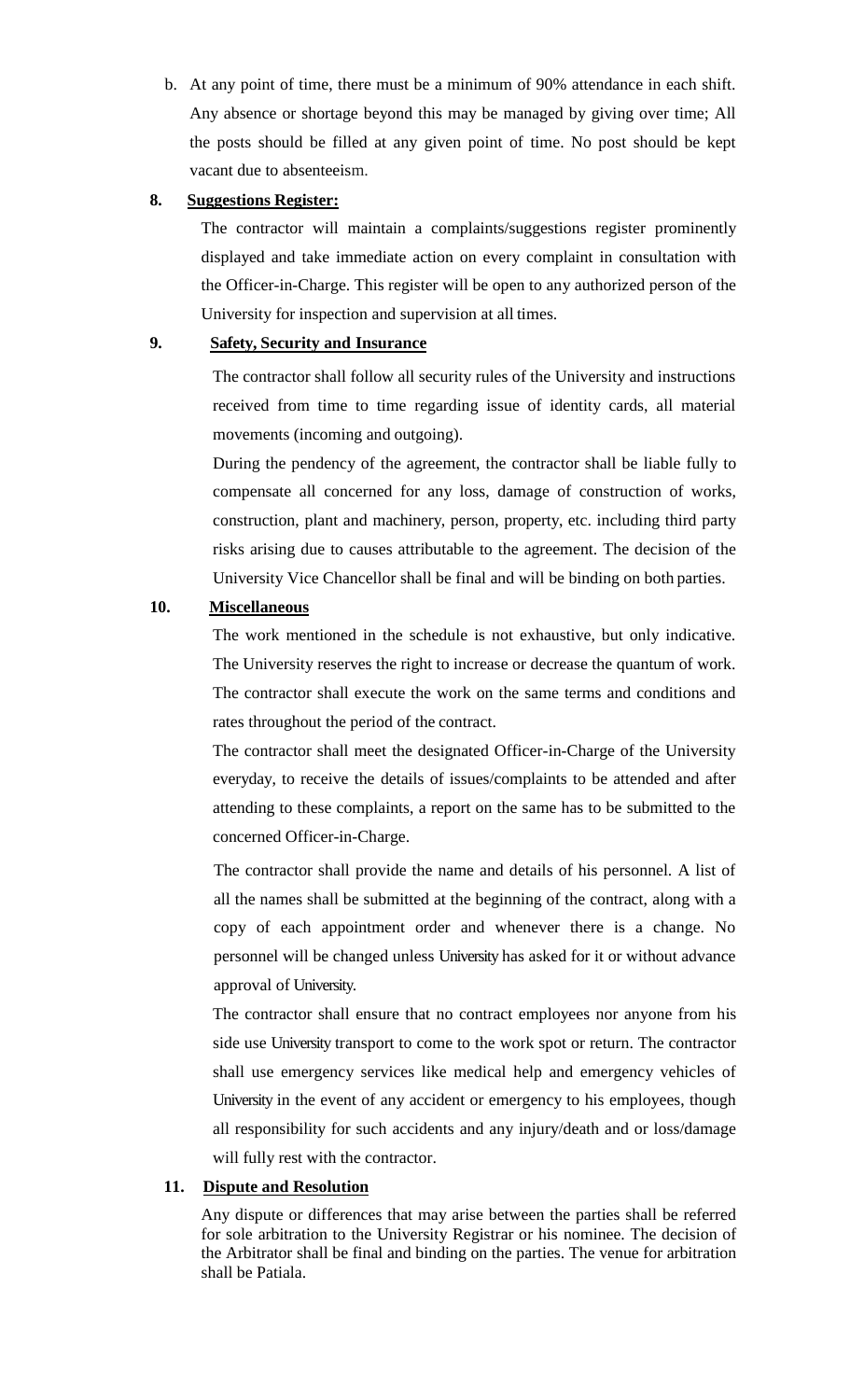b. At any point of time, there must be a minimum of 90% attendance in each shift. Any absence or shortage beyond this may be managed by giving over time; All the posts should be filled at any given point of time. No post should be kept vacant due to absenteeism.

**8. Suggestions Register:**

The contractor will maintain a complaints/suggestions register prominently displayed and take immediate action on every complaint in consultation with the Officer-in-Charge. This register will be open to any authorized person of the University for inspection and supervision at all times.

**9. Safety, Security and Insurance**

The contractor shall follow all security rules of the University and instructions received from time to time regarding issue of identity cards, all material movements (incoming and outgoing).

During the pendency of the agreement, the contractor shall be liable fully to compensate all concerned for any loss, damage of construction of works, construction, plant and machinery, person, property, etc. including third party risks arising due to causes attributable to the agreement. The decision of the University Vice Chancellor shall be final and will be binding on both parties.

**10. Miscellaneous**

The work mentioned in the schedule is not exhaustive, but only indicative. The University reserves the right to increase or decrease the quantum of work. The contractor shall execute the work on the same terms and conditions and rates throughout the period of the contract.

The contractor shall meet the designated Officer-in-Charge of the University everyday, to receive the details of issues/complaints to be attended and after attending to these complaints, a report on the same has to be submitted to the concerned Officer-in-Charge.

The contractor shall provide the name and details of his personnel. A list of all the names shall be submitted at the beginning of the contract, along with a copy of each appointment order and whenever there is a change. No personnel will be changed unless University has asked for it or without advance approval of University.

The contractor shall ensure that no contract employees nor anyone from his side use University transport to come to the work spot or return. The contractor shall use emergency services like medical help and emergency vehicles of University in the event of any accident or emergency to his employees, though all responsibility for such accidents and any injury/death and or loss/damage will fully rest with the contractor.

**11. Dispute and Resolution**

Any dispute or differences that may arise between the parties shall be referred for sole arbitration to the University Registrar or his nominee. The decision of the Arbitrator shall be final and binding on the parties. The venue for arbitration shall be Patiala.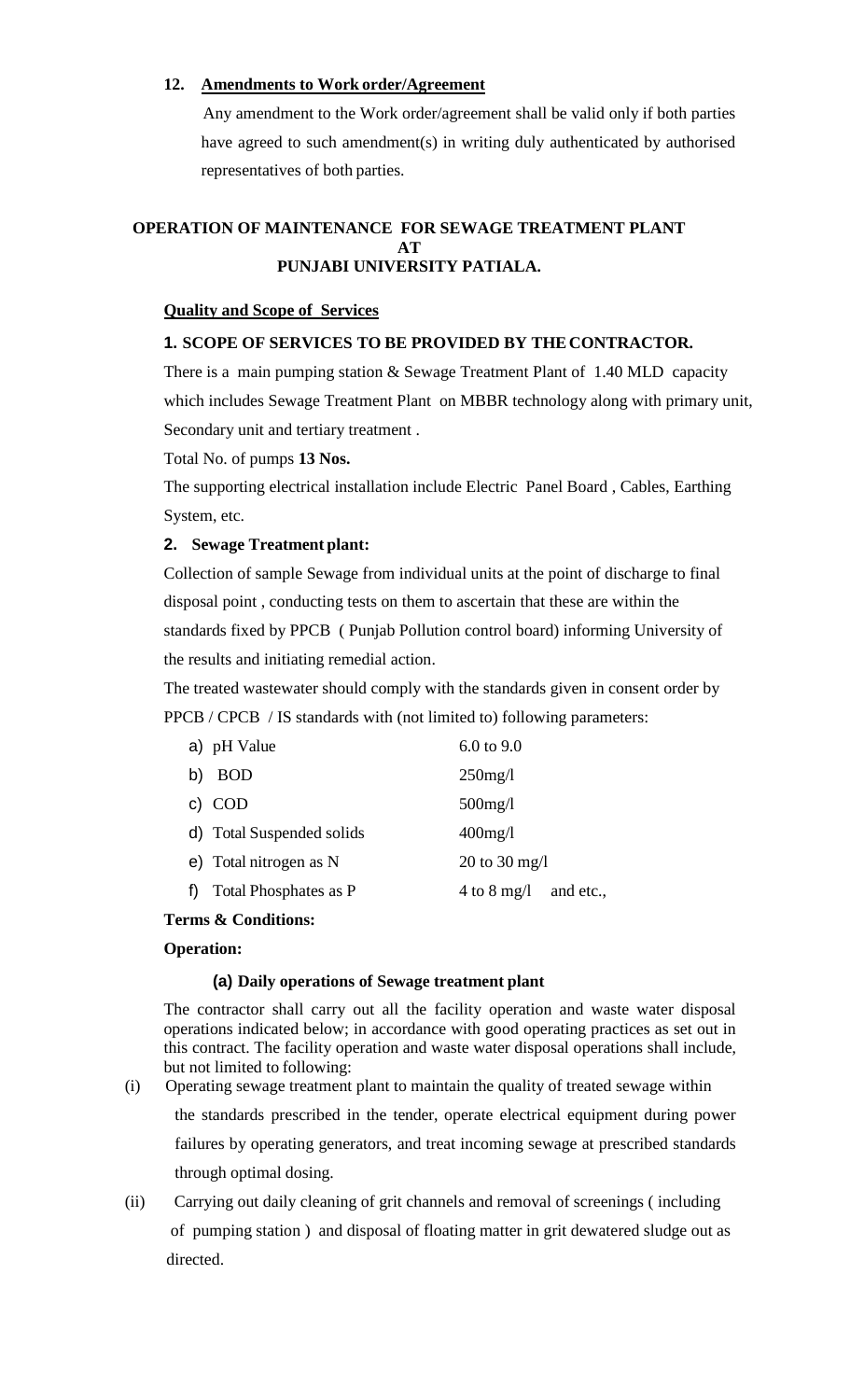**12. Amendments to Work order/Agreement**

Any amendment to the Work order/agreement shall be valid only if both parties have agreed to such amendment(s) in writing duly authenticated by authorised representatives of both parties.

## OPERATION OF MAINTENANCE FOR SEWAGE TREATMENT PLANT AT PUNJABI UNIVERSITY PATIALA.

**Quality and Scope of Services**

**1. SCOPE OF SERVICES TO BE PROVIDED BY THE CONTRACTOR.**

There is a main pumping station & Sewage Treatment Plant of 1.40 MLD capacity which includes Sewage Treatment Plant on MBBR technology along with primary unit, Secondary unit and tertiary treatment .

Total No. of pumps **13 Nos.**

The supporting electrical installation include Electric Panel Board , Cables, Earthing System, etc.

**2. Sewage Treatment plant:**

Collection of sample Sewage from individual units at the point of discharge to final disposal point , conducting tests on them to ascertain that these are within the standards fixed by PPCB ( Punjab Pollution control board) informing University of the results and initiating remedial action.

The treated wastewater should comply with the standards given in consent order by PPCB / CPCB / IS standards with (not limited to) following parameters:

| | |
|---|---|
| a) pH Value | 6.0 to 9.0 |
| b) BOD | 250mg/l |
| c) COD | 500mg/l |
| d) Total Suspended solids | 400mg/l |
| e) Total nitrogen as N | 20 to 30 mg/l |
| f) Total Phosphates as P | 4 to 8 mg/l and etc., |

**Terms & Conditions:**

**Operation:**

**(a) Daily operations of Sewage treatment plant**

The contractor shall carry out all the facility operation and waste water disposal operations indicated below; in accordance with good operating practices as set out in this contract. The facility operation and waste water disposal operations shall include, but not limited to following:

(i) Operating sewage treatment plant to maintain the quality of treated sewage within the standards prescribed in the tender, operate electrical equipment during power failures by operating generators, and treat incoming sewage at prescribed standards through optimal dosing.

(ii) Carrying out daily cleaning of grit channels and removal of screenings ( including of pumping station ) and disposal of floating matter in grit dewatered sludge out as directed.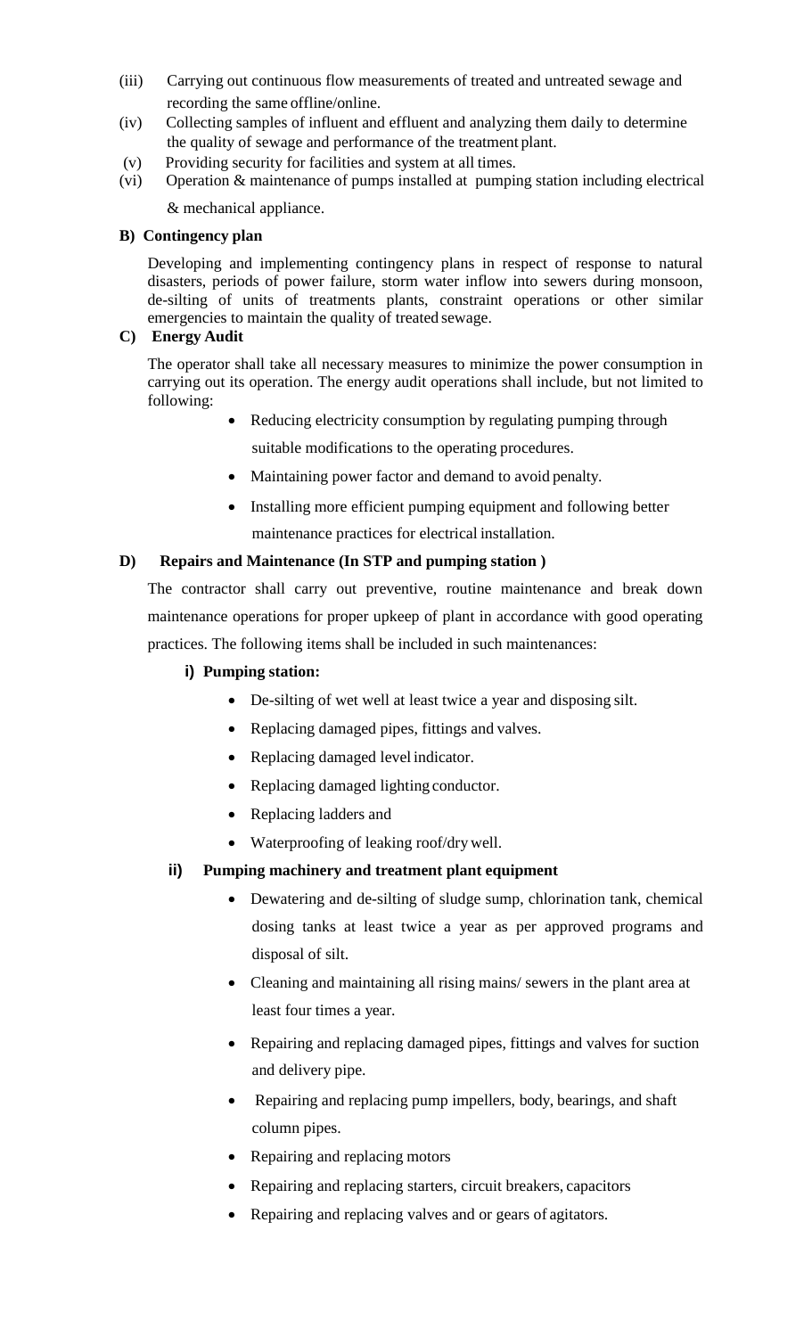(iii) Carrying out continuous flow measurements of treated and untreated sewage and recording the same offline/online.

(iv) Collecting samples of influent and effluent and analyzing them daily to determine the quality of sewage and performance of the treatment plant.

(v) Providing security for facilities and system at all times.

(vi) Operation & maintenance of pumps installed at pumping station including electrical & mechanical appliance.

**B) Contingency plan**

Developing and implementing contingency plans in respect of response to natural disasters, periods of power failure, storm water inflow into sewers during monsoon, de-silting of units of treatments plants, constraint operations or other similar emergencies to maintain the quality of treated sewage.

**C) Energy Audit**

The operator shall take all necessary measures to minimize the power consumption in carrying out its operation. The energy audit operations shall include, but not limited to following:

- Reducing electricity consumption by regulating pumping through suitable modifications to the operating procedures.
- Maintaining power factor and demand to avoid penalty.
- Installing more efficient pumping equipment and following better maintenance practices for electrical installation.

**D) Repairs and Maintenance (In STP and pumping station )**

The contractor shall carry out preventive, routine maintenance and break down maintenance operations for proper upkeep of plant in accordance with good operating practices. The following items shall be included in such maintenances:

**i) Pumping station:**

- De-silting of wet well at least twice a year and disposing silt.
- Replacing damaged pipes, fittings and valves.
- Replacing damaged level indicator.
- Replacing damaged lighting conductor.
- Replacing ladders and
- Waterproofing of leaking roof/dry well.

**ii) Pumping machinery and treatment plant equipment**

- Dewatering and de-silting of sludge sump, chlorination tank, chemical dosing tanks at least twice a year as per approved programs and disposal of silt.
- Cleaning and maintaining all rising mains/ sewers in the plant area at least four times a year.
- Repairing and replacing damaged pipes, fittings and valves for suction and delivery pipe.
- Repairing and replacing pump impellers, body, bearings, and shaft column pipes.
- Repairing and replacing motors
- Repairing and replacing starters, circuit breakers, capacitors
- Repairing and replacing valves and or gears of agitators.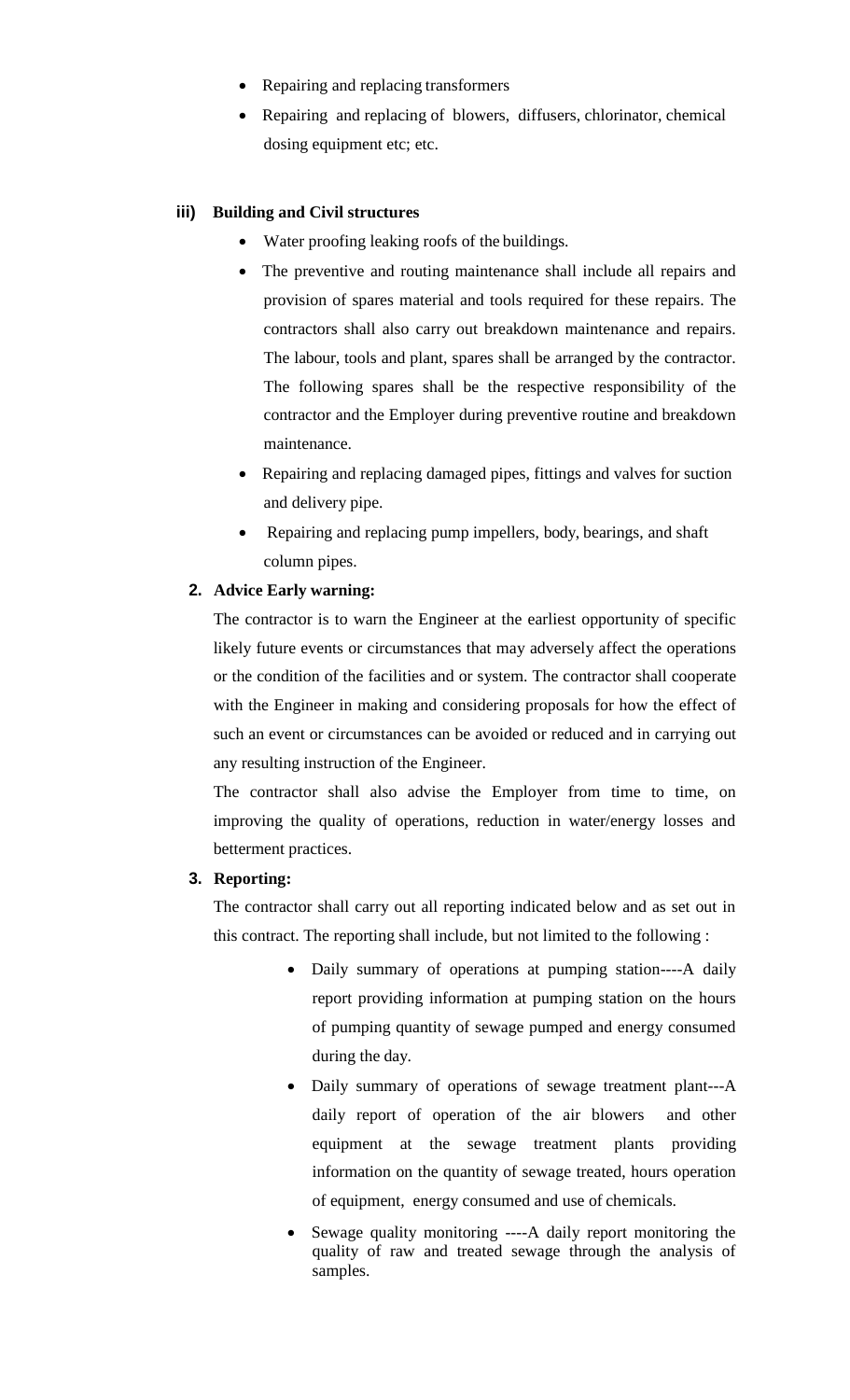- Repairing and replacing transformers
- Repairing and replacing of blowers, diffusers, chlorinator, chemical dosing equipment etc; etc.

**iii) Building and Civil structures**

- Water proofing leaking roofs of the buildings.
- The preventive and routing maintenance shall include all repairs and provision of spares material and tools required for these repairs. The contractors shall also carry out breakdown maintenance and repairs. The labour, tools and plant, spares shall be arranged by the contractor. The following spares shall be the respective responsibility of the contractor and the Employer during preventive routine and breakdown maintenance.
- Repairing and replacing damaged pipes, fittings and valves for suction and delivery pipe.
- Repairing and replacing pump impellers, body, bearings, and shaft column pipes.

**2. Advice Early warning:**

The contractor is to warn the Engineer at the earliest opportunity of specific likely future events or circumstances that may adversely affect the operations or the condition of the facilities and or system. The contractor shall cooperate with the Engineer in making and considering proposals for how the effect of such an event or circumstances can be avoided or reduced and in carrying out any resulting instruction of the Engineer.

The contractor shall also advise the Employer from time to time, on improving the quality of operations, reduction in water/energy losses and betterment practices.

**3. Reporting:**

The contractor shall carry out all reporting indicated below and as set out in this contract. The reporting shall include, but not limited to the following :

- Daily summary of operations at pumping station----A daily report providing information at pumping station on the hours of pumping quantity of sewage pumped and energy consumed during the day.
- Daily summary of operations of sewage treatment plant---A daily report of operation of the air blowers and other equipment at the sewage treatment plants providing information on the quantity of sewage treated, hours operation of equipment, energy consumed and use of chemicals.
- Sewage quality monitoring ----A daily report monitoring the quality of raw and treated sewage through the analysis of samples.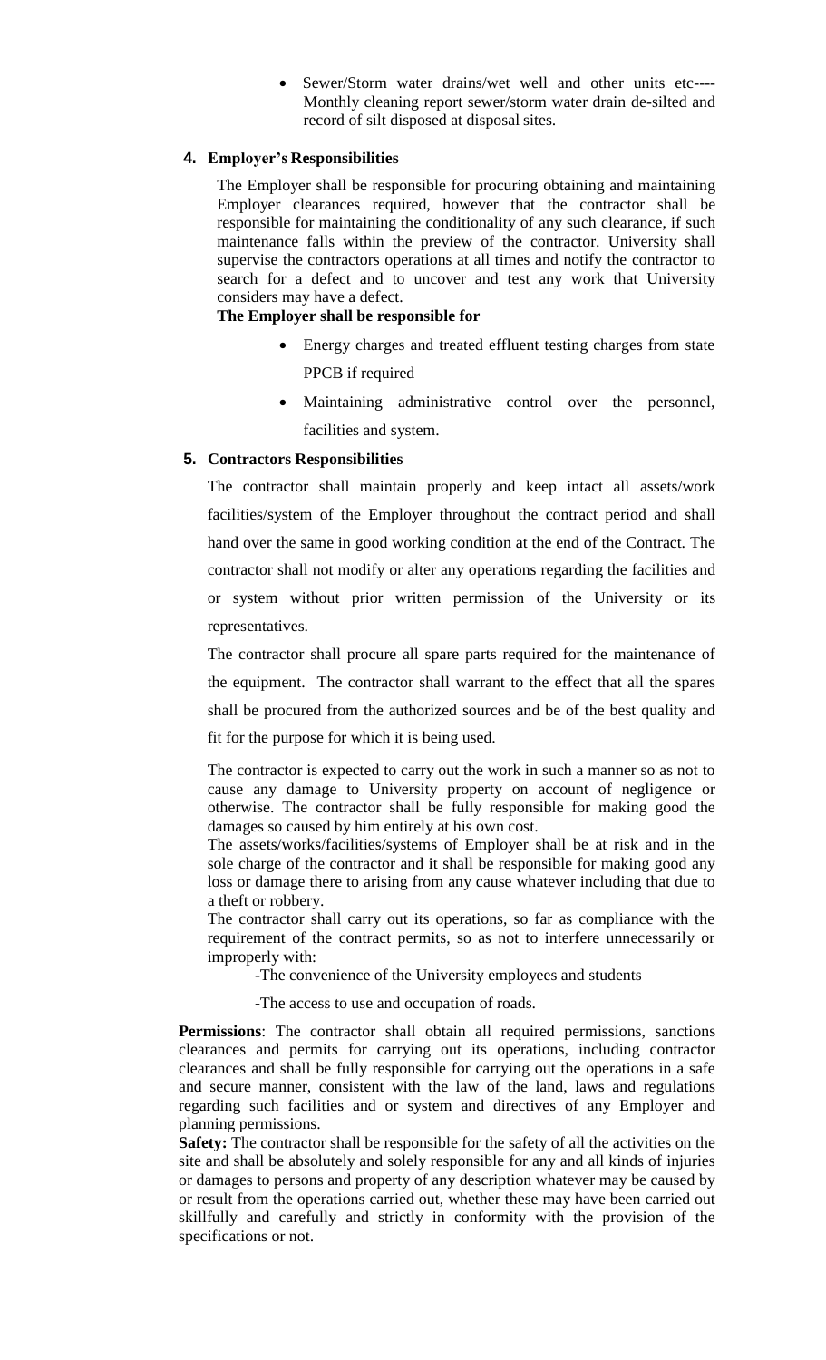- Sewer/Storm water drains/wet well and other units etc---- Monthly cleaning report sewer/storm water drain de-silted and record of silt disposed at disposal sites.

## 4. Employer's Responsibilities

The Employer shall be responsible for procuring obtaining and maintaining Employer clearances required, however that the contractor shall be responsible for maintaining the conditionality of any such clearance, if such maintenance falls within the preview of the contractor. University shall supervise the contractors operations at all times and notify the contractor to search for a defect and to uncover and test any work that University considers may have a defect.

**The Employer shall be responsible for**

- Energy charges and treated effluent testing charges from state PPCB if required
- Maintaining administrative control over the personnel, facilities and system.

## 5. Contractors Responsibilities

The contractor shall maintain properly and keep intact all assets/work facilities/system of the Employer throughout the contract period and shall hand over the same in good working condition at the end of the Contract. The contractor shall not modify or alter any operations regarding the facilities and or system without prior written permission of the University or its representatives.

The contractor shall procure all spare parts required for the maintenance of the equipment. The contractor shall warrant to the effect that all the spares shall be procured from the authorized sources and be of the best quality and fit for the purpose for which it is being used.

The contractor is expected to carry out the work in such a manner so as not to cause any damage to University property on account of negligence or otherwise. The contractor shall be fully responsible for making good the damages so caused by him entirely at his own cost.

The assets/works/facilities/systems of Employer shall be at risk and in the sole charge of the contractor and it shall be responsible for making good any loss or damage there to arising from any cause whatever including that due to a theft or robbery.

The contractor shall carry out its operations, so far as compliance with the requirement of the contract permits, so as not to interfere unnecessarily or improperly with:

-The convenience of the University employees and students

-The access to use and occupation of roads.

**Permissions**: The contractor shall obtain all required permissions, sanctions clearances and permits for carrying out its operations, including contractor clearances and shall be fully responsible for carrying out the operations in a safe and secure manner, consistent with the law of the land, laws and regulations regarding such facilities and or system and directives of any Employer and planning permissions.

**Safety:** The contractor shall be responsible for the safety of all the activities on the site and shall be absolutely and solely responsible for any and all kinds of injuries or damages to persons and property of any description whatever may be caused by or result from the operations carried out, whether these may have been carried out skillfully and carefully and strictly in conformity with the provision of the specifications or not.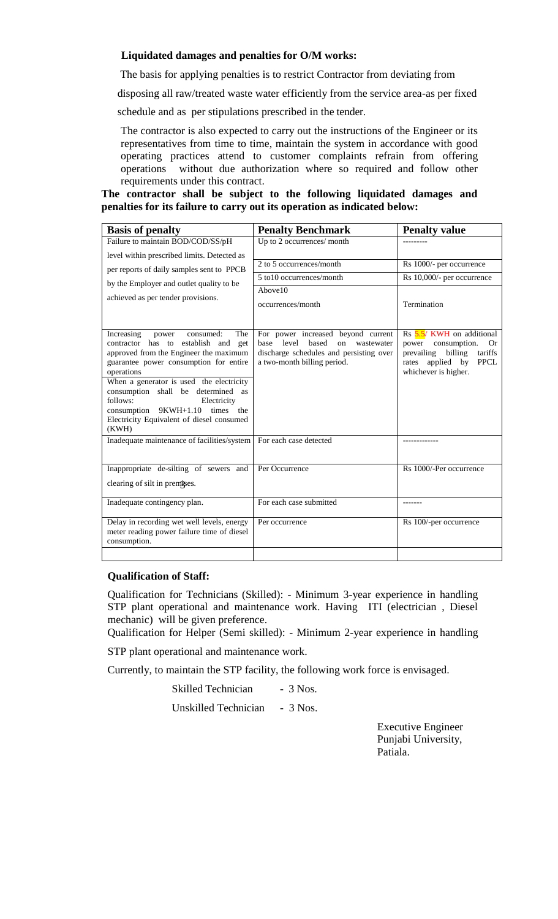**Liquidated damages and penalties for O/M works:**

The basis for applying penalties is to restrict Contractor from deviating from disposing all raw/treated waste water efficiently from the service area-as per fixed schedule and as per stipulations prescribed in the tender.

The contractor is also expected to carry out the instructions of the Engineer or its representatives from time to time, maintain the system in accordance with good operating practices attend to customer complaints refrain from offering operations without due authorization where so required and follow other requirements under this contract.

**The contractor shall be subject to the following liquidated damages and penalties for its failure to carry out its operation as indicated below:**

| **Basis of penalty** | **Penalty Benchmark** | **Penalty value** |
|---|---|---|
| Failure to maintain BOD/COD/SS/pH level within prescribed limits. Detected as per reports of daily samples sent to PPCB by the Employer and outlet quality to be achieved as per tender provisions. | Up to 2 occurrences/ month | --------- |
| | 2 to 5 occurrences/month | Rs 1000/- per occurrence |
| | 5 to10 occurrences/month | Rs 10,000/- per occurrence |
| | Above10 occurrences/month | Termination |
| Increasing power consumed: The contractor has to establish and get approved from the Engineer the maximum guarantee power consumption for entire operations<br>When a generator is used the electricity consumption shall be determined as follows: Electricity consumption 9KWH+1.10 times the Electricity Equivalent of diesel consumed (KWH) | For power increased beyond current base level based on wastewater discharge schedules and persisting over a two-month billing period. | Rs 5.5/ KWH on additional power consumption. Or prevailing billing tariffs rates applied by PPCL whichever is higher. |
| Inadequate maintenance of facilities/system | For each case detected | ------------- |
| Inappropriate de-silting of sewers and clearing of silt in premises. | Per Occurrence | Rs 1000/-Per occurrence |
| Inadequate contingency plan. | For each case submitted | ------- |
| Delay in recording wet well levels, energy meter reading power failure time of diesel consumption. | Per occurrence | Rs 100/-per occurrence |
| | | |

**Qualification of Staff:**

Qualification for Technicians (Skilled): - Minimum 3-year experience in handling STP plant operational and maintenance work. Having ITI (electrician , Diesel mechanic) will be given preference.

Qualification for Helper (Semi skilled): - Minimum 2-year experience in handling STP plant operational and maintenance work.

Currently, to maintain the STP facility, the following work force is envisaged.

Skilled Technician - 3 Nos.

Unskilled Technician - 3 Nos.

Executive Engineer
Punjabi University,
Patiala.